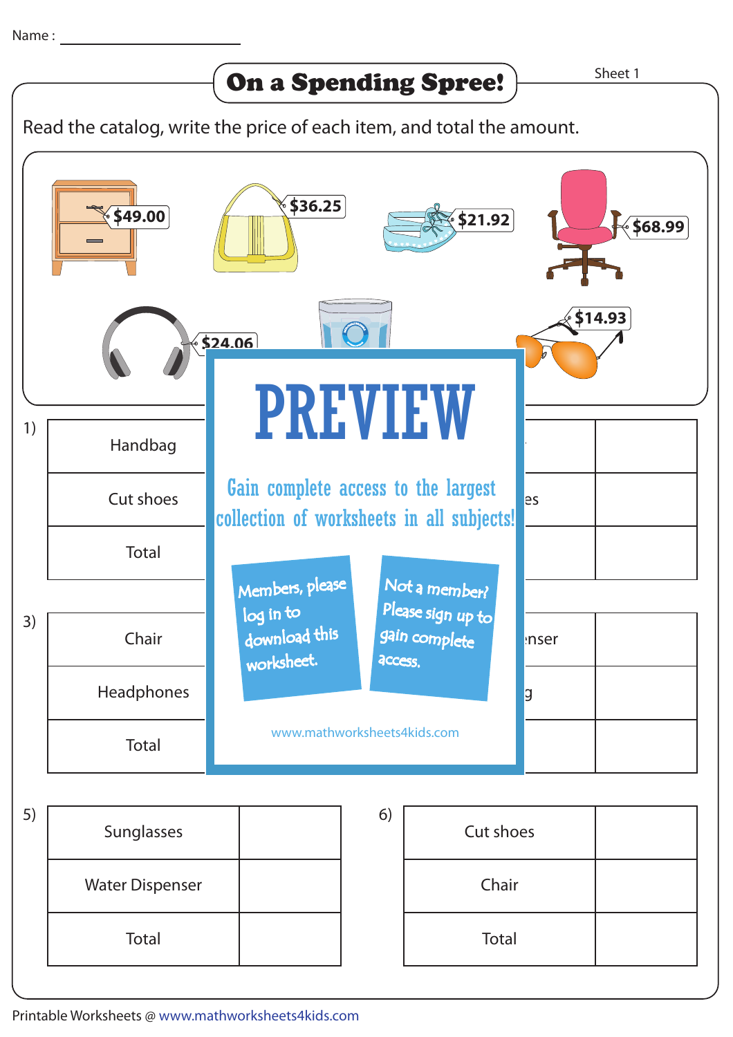Name : ____________________

# On a Spending Spree!

Sheet 1

Read the catalog, write the price of each item, and total the amount.

$49.00

$36.25

$21.92

$68.99

$24.06

$14.93

1)

| Handbag | |
|---|---|
| Cut shoes | |
| Total | |

3)

| Chair | |
|---|---|
| Headphones | |
| Total | |

5)

| Sunglasses | |
|---|---|
| Water Dispenser | |
| Total | |

6)

| Cut shoes | |
|---|---|
| Chair | |
| Total | |

PREVIEW

Gain complete access to the largest collection of worksheets in all subjects!

Members, please log in to download this worksheet.

Not a member? Please sign up to gain complete access.

www.mathworksheets4kids.com

Printable Worksheets @ www.mathworksheets4kids.com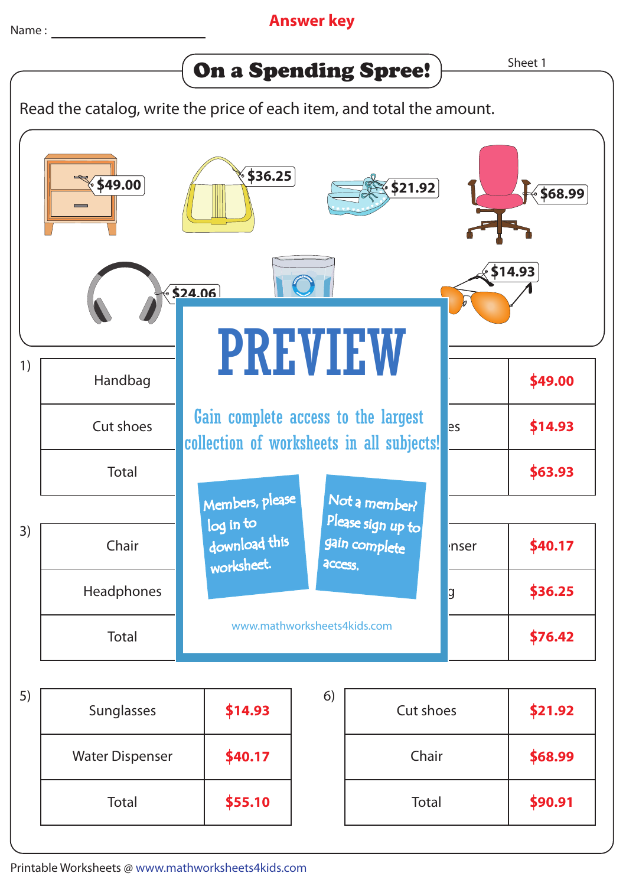Name : ____________________

**Answer key**

# On a Spending Spree!

Sheet 1

Read the catalog, write the price of each item, and total the amount.

$49.00

$36.25

$21.92

$68.99

$24.06

$14.93

PREVIEW

Gain complete access to the largest collection of worksheets in all subjects!

Members, please log in to download this worksheet.

Not a member? Please sign up to gain complete access.

www.mathworksheets4kids.com

1)

| | |
|---|---|
| Handbag | |
| Cut shoes | |
| Total | |

| | |
|---|---|
| | $49.00 |
| es | $14.93 |
| | $63.93 |

3)

| | |
|---|---|
| Chair | |
| Headphones | |
| Total | |

| | |
|---|---|
| nser | $40.17 |
| g | $36.25 |
| | $76.42 |

5)

| | |
|---|---|
| Sunglasses | $14.93 |
| Water Dispenser | $40.17 |
| Total | $55.10 |

6)

| | |
|---|---|
| Cut shoes | $21.92 |
| Chair | $68.99 |
| Total | $90.91 |

Printable Worksheets @ www.mathworksheets4kids.com